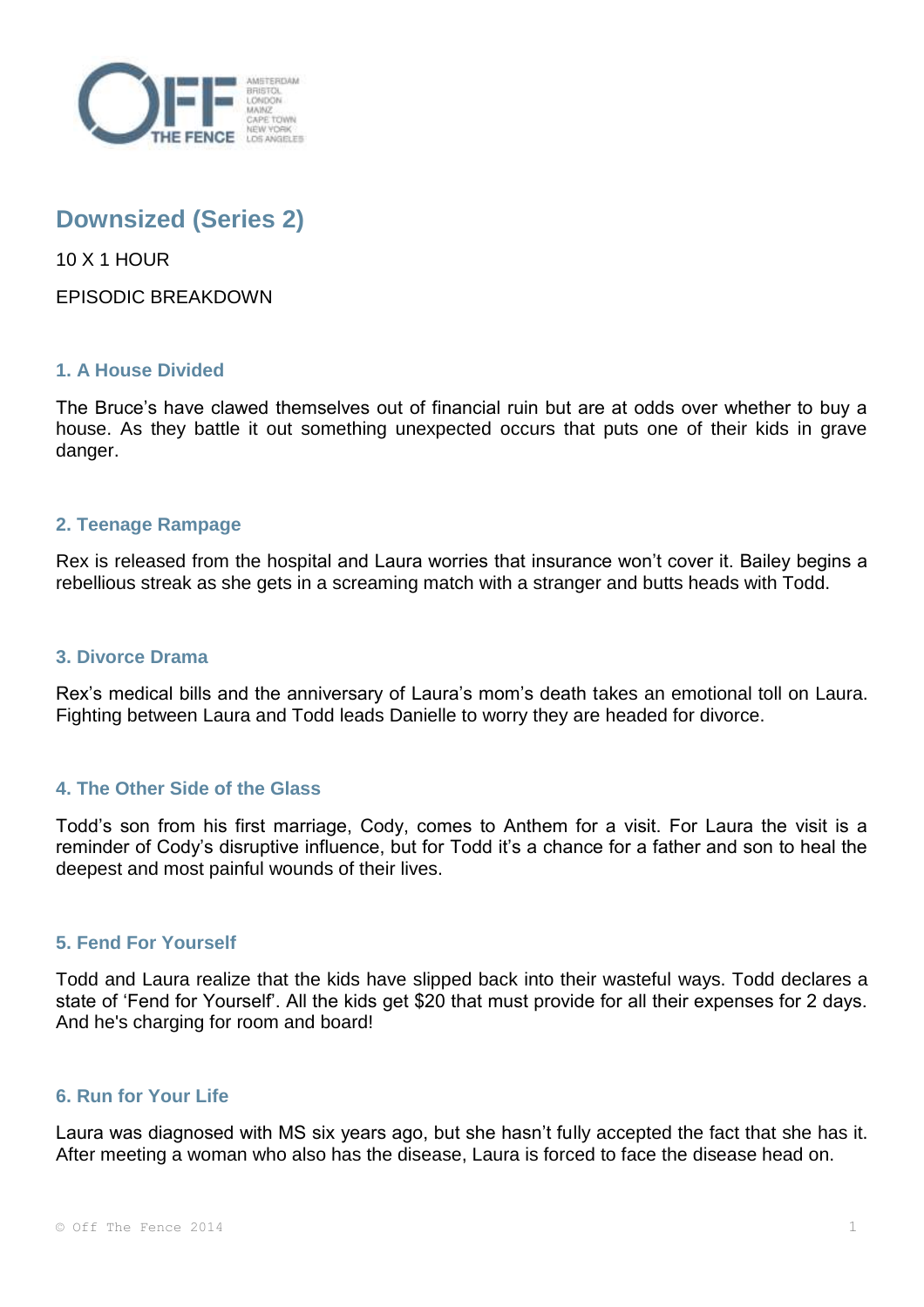OFF THE FENCE
AMSTERDAM
BRISTOL
LONDON
MAINZ
CAPE TOWN
NEW YORK
LOS ANGELES

# Downsized (Series 2)

10 X 1 HOUR

EPISODIC BREAKDOWN

### 1. A House Divided

The Bruce's have clawed themselves out of financial ruin but are at odds over whether to buy a house. As they battle it out something unexpected occurs that puts one of their kids in grave danger.

### 2. Teenage Rampage

Rex is released from the hospital and Laura worries that insurance won't cover it. Bailey begins a rebellious streak as she gets in a screaming match with a stranger and butts heads with Todd.

### 3. Divorce Drama

Rex's medical bills and the anniversary of Laura's mom's death takes an emotional toll on Laura. Fighting between Laura and Todd leads Danielle to worry they are headed for divorce.

### 4. The Other Side of the Glass

Todd's son from his first marriage, Cody, comes to Anthem for a visit. For Laura the visit is a reminder of Cody's disruptive influence, but for Todd it's a chance for a father and son to heal the deepest and most painful wounds of their lives.

### 5. Fend For Yourself

Todd and Laura realize that the kids have slipped back into their wasteful ways. Todd declares a state of 'Fend for Yourself'. All the kids get $20 that must provide for all their expenses for 2 days. And he's charging for room and board!

### 6. Run for Your Life

Laura was diagnosed with MS six years ago, but she hasn't fully accepted the fact that she has it. After meeting a woman who also has the disease, Laura is forced to face the disease head on.

© Off The Fence 2014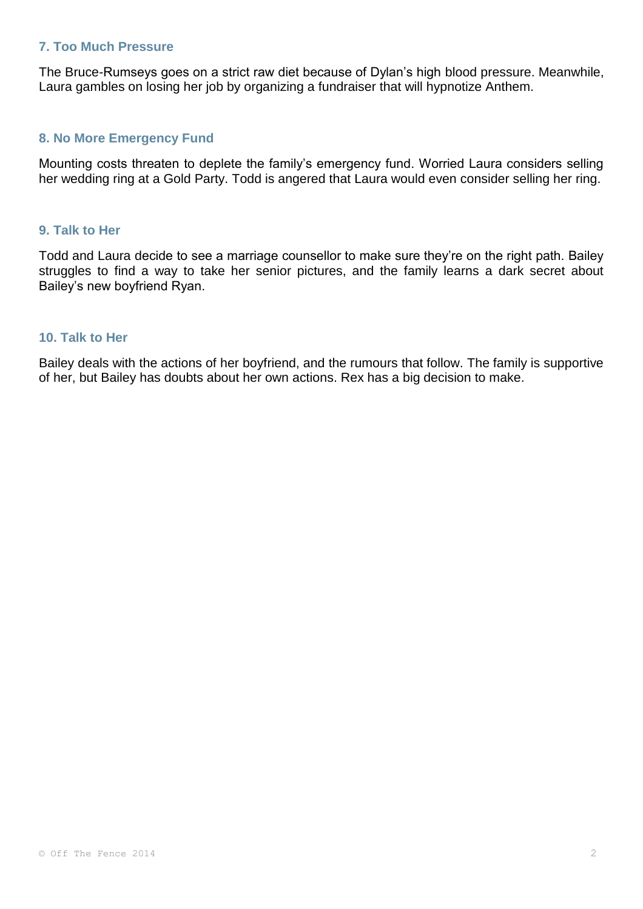### 7. Too Much Pressure

The Bruce-Rumseys goes on a strict raw diet because of Dylan's high blood pressure. Meanwhile, Laura gambles on losing her job by organizing a fundraiser that will hypnotize Anthem.

### 8. No More Emergency Fund

Mounting costs threaten to deplete the family's emergency fund. Worried Laura considers selling her wedding ring at a Gold Party. Todd is angered that Laura would even consider selling her ring.

### 9. Talk to Her

Todd and Laura decide to see a marriage counsellor to make sure they're on the right path. Bailey struggles to find a way to take her senior pictures, and the family learns a dark secret about Bailey's new boyfriend Ryan.

### 10. Talk to Her

Bailey deals with the actions of her boyfriend, and the rumours that follow. The family is supportive of her, but Bailey has doubts about her own actions. Rex has a big decision to make.

© Off The Fence 2014